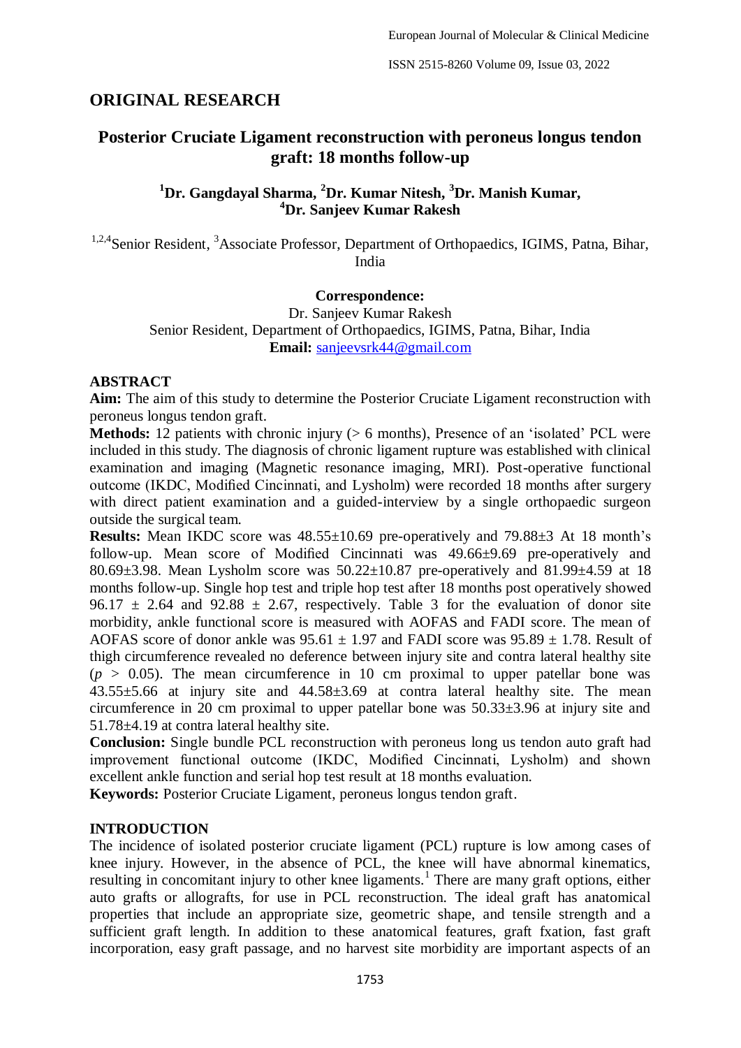## ORIGINAL RESEARCH

# Posterior Cruciate Ligament reconstruction with peroneus longus tendon graft: 18 months follow-up

**[1]Dr. Gangdayal Sharma, [2]Dr. Kumar Nitesh, [3]Dr. Manish Kumar, [4]Dr. Sanjeev Kumar Rakesh**

[1,2,4]Senior Resident, [3]Associate Professor, Department of Orthopaedics, IGIMS, Patna, Bihar, India

**Correspondence:**
Dr. Sanjeev Kumar Rakesh
Senior Resident, Department of Orthopaedics, IGIMS, Patna, Bihar, India
**Email:** sanjeevsrk44@gmail.com

## ABSTRACT

**Aim:** The aim of this study to determine the Posterior Cruciate Ligament reconstruction with peroneus longus tendon graft.

**Methods:** 12 patients with chronic injury (> 6 months), Presence of an 'isolated' PCL were included in this study. The diagnosis of chronic ligament rupture was established with clinical examination and imaging (Magnetic resonance imaging, MRI). Post-operative functional outcome (IKDC, Modified Cincinnati, and Lysholm) were recorded 18 months after surgery with direct patient examination and a guided-interview by a single orthopaedic surgeon outside the surgical team.

**Results:** Mean IKDC score was 48.55±10.69 pre-operatively and 79.88±3 At 18 month's follow-up. Mean score of Modified Cincinnati was 49.66±9.69 pre-operatively and 80.69±3.98. Mean Lysholm score was 50.22±10.87 pre-operatively and 81.99±4.59 at 18 months follow-up. Single hop test and triple hop test after 18 months post operatively showed 96.17 ± 2.64 and 92.88 ± 2.67, respectively. Table 3 for the evaluation of donor site morbidity, ankle functional score is measured with AOFAS and FADI score. The mean of AOFAS score of donor ankle was 95.61 ± 1.97 and FADI score was 95.89 ± 1.78. Result of thigh circumference revealed no deference between injury site and contra lateral healthy site ($p > 0.05$). The mean circumference in 10 cm proximal to upper patellar bone was 43.55±5.66 at injury site and 44.58±3.69 at contra lateral healthy site. The mean circumference in 20 cm proximal to upper patellar bone was 50.33±3.96 at injury site and 51.78±4.19 at contra lateral healthy site.

**Conclusion:** Single bundle PCL reconstruction with peroneus long us tendon auto graft had improvement functional outcome (IKDC, Modified Cincinnati, Lysholm) and shown excellent ankle function and serial hop test result at 18 months evaluation.

**Keywords:** Posterior Cruciate Ligament, peroneus longus tendon graft.

## INTRODUCTION

The incidence of isolated posterior cruciate ligament (PCL) rupture is low among cases of knee injury. However, in the absence of PCL, the knee will have abnormal kinematics, resulting in concomitant injury to other knee ligaments.[1] There are many graft options, either auto grafts or allografts, for use in PCL reconstruction. The ideal graft has anatomical properties that include an appropriate size, geometric shape, and tensile strength and a sufficient graft length. In addition to these anatomical features, graft fxation, fast graft incorporation, easy graft passage, and no harvest site morbidity are important aspects of an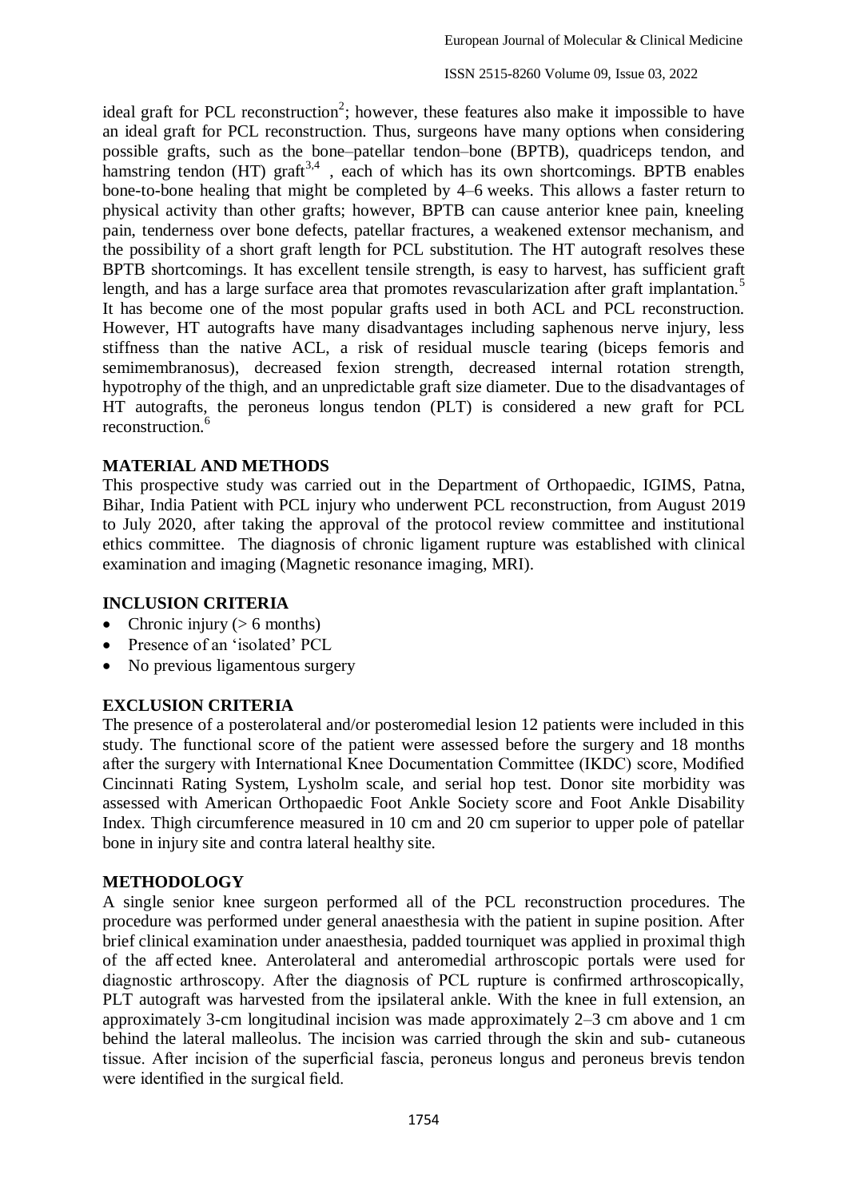ideal graft for PCL reconstruction[2]; however, these features also make it impossible to have an ideal graft for PCL reconstruction. Thus, surgeons have many options when considering possible grafts, such as the bone–patellar tendon–bone (BPTB), quadriceps tendon, and hamstring tendon (HT) graft[3,4] , each of which has its own shortcomings. BPTB enables bone-to-bone healing that might be completed by 4–6 weeks. This allows a faster return to physical activity than other grafts; however, BPTB can cause anterior knee pain, kneeling pain, tenderness over bone defects, patellar fractures, a weakened extensor mechanism, and the possibility of a short graft length for PCL substitution. The HT autograft resolves these BPTB shortcomings. It has excellent tensile strength, is easy to harvest, has sufficient graft length, and has a large surface area that promotes revascularization after graft implantation.[5] It has become one of the most popular grafts used in both ACL and PCL reconstruction. However, HT autografts have many disadvantages including saphenous nerve injury, less stiffness than the native ACL, a risk of residual muscle tearing (biceps femoris and semimembranosus), decreased fexion strength, decreased internal rotation strength, hypotrophy of the thigh, and an unpredictable graft size diameter. Due to the disadvantages of HT autografts, the peroneus longus tendon (PLT) is considered a new graft for PCL reconstruction.[6]

## MATERIAL AND METHODS

This prospective study was carried out in the Department of Orthopaedic, IGIMS, Patna, Bihar, India Patient with PCL injury who underwent PCL reconstruction, from August 2019 to July 2020, after taking the approval of the protocol review committee and institutional ethics committee. The diagnosis of chronic ligament rupture was established with clinical examination and imaging (Magnetic resonance imaging, MRI).

## INCLUSION CRITERIA

- Chronic injury (> 6 months)
- Presence of an 'isolated' PCL
- No previous ligamentous surgery

## EXCLUSION CRITERIA

The presence of a posterolateral and/or posteromedial lesion 12 patients were included in this study. The functional score of the patient were assessed before the surgery and 18 months after the surgery with International Knee Documentation Committee (IKDC) score, Modified Cincinnati Rating System, Lysholm scale, and serial hop test. Donor site morbidity was assessed with American Orthopaedic Foot Ankle Society score and Foot Ankle Disability Index. Thigh circumference measured in 10 cm and 20 cm superior to upper pole of patellar bone in injury site and contra lateral healthy site.

## METHODOLOGY

A single senior knee surgeon performed all of the PCL reconstruction procedures. The procedure was performed under general anaesthesia with the patient in supine position. After brief clinical examination under anaesthesia, padded tourniquet was applied in proximal thigh of the affected knee. Anterolateral and anteromedial arthroscopic portals were used for diagnostic arthroscopy. After the diagnosis of PCL rupture is confirmed arthroscopically, PLT autograft was harvested from the ipsilateral ankle. With the knee in full extension, an approximately 3-cm longitudinal incision was made approximately 2–3 cm above and 1 cm behind the lateral malleolus. The incision was carried through the skin and sub- cutaneous tissue. After incision of the superficial fascia, peroneus longus and peroneus brevis tendon were identified in the surgical field.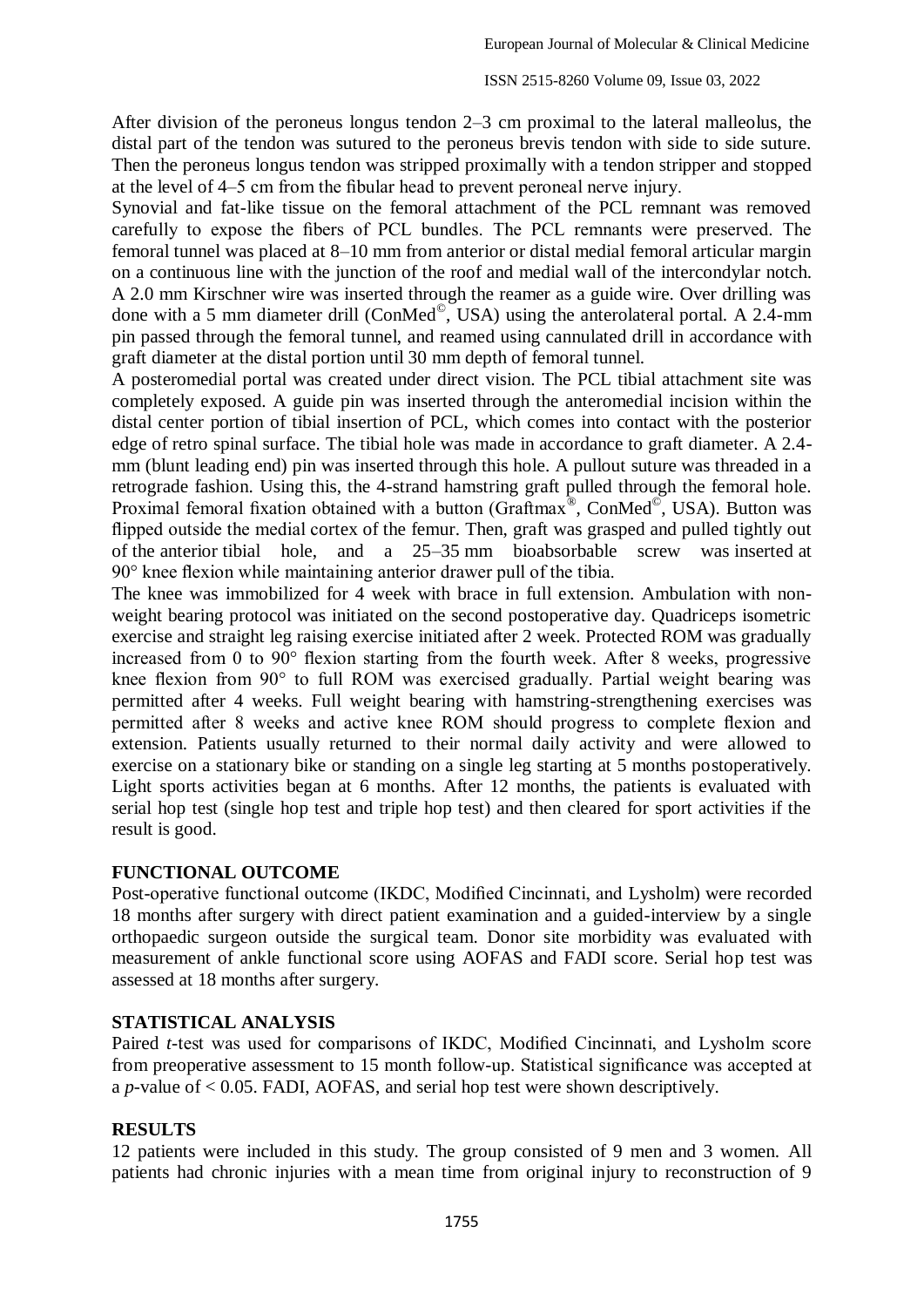After division of the peroneus longus tendon 2–3 cm proximal to the lateral malleolus, the distal part of the tendon was sutured to the peroneus brevis tendon with side to side suture. Then the peroneus longus tendon was stripped proximally with a tendon stripper and stopped at the level of 4–5 cm from the fibular head to prevent peroneal nerve injury.

Synovial and fat-like tissue on the femoral attachment of the PCL remnant was removed carefully to expose the fibers of PCL bundles. The PCL remnants were preserved. The femoral tunnel was placed at 8–10 mm from anterior or distal medial femoral articular margin on a continuous line with the junction of the roof and medial wall of the intercondylar notch. A 2.0 mm Kirschner wire was inserted through the reamer as a guide wire. Over drilling was done with a 5 mm diameter drill (ConMed©, USA) using the anterolateral portal. A 2.4-mm pin passed through the femoral tunnel, and reamed using cannulated drill in accordance with graft diameter at the distal portion until 30 mm depth of femoral tunnel.

A posteromedial portal was created under direct vision. The PCL tibial attachment site was completely exposed. A guide pin was inserted through the anteromedial incision within the distal center portion of tibial insertion of PCL, which comes into contact with the posterior edge of retro spinal surface. The tibial hole was made in accordance to graft diameter. A 2.4-mm (blunt leading end) pin was inserted through this hole. A pullout suture was threaded in a retrograde fashion. Using this, the 4-strand hamstring graft pulled through the femoral hole. Proximal femoral fixation obtained with a button (Graftmax®, ConMed©, USA). Button was flipped outside the medial cortex of the femur. Then, graft was grasped and pulled tightly out of the anterior tibial hole, and a 25–35 mm bioabsorbable screw was inserted at 90° knee flexion while maintaining anterior drawer pull of the tibia.

The knee was immobilized for 4 week with brace in full extension. Ambulation with non-weight bearing protocol was initiated on the second postoperative day. Quadriceps isometric exercise and straight leg raising exercise initiated after 2 week. Protected ROM was gradually increased from 0 to 90° flexion starting from the fourth week. After 8 weeks, progressive knee flexion from 90° to full ROM was exercised gradually. Partial weight bearing was permitted after 4 weeks. Full weight bearing with hamstring-strengthening exercises was permitted after 8 weeks and active knee ROM should progress to complete flexion and extension. Patients usually returned to their normal daily activity and were allowed to exercise on a stationary bike or standing on a single leg starting at 5 months postoperatively. Light sports activities began at 6 months. After 12 months, the patients is evaluated with serial hop test (single hop test and triple hop test) and then cleared for sport activities if the result is good.

## FUNCTIONAL OUTCOME

Post-operative functional outcome (IKDC, Modified Cincinnati, and Lysholm) were recorded 18 months after surgery with direct patient examination and a guided-interview by a single orthopaedic surgeon outside the surgical team. Donor site morbidity was evaluated with measurement of ankle functional score using AOFAS and FADI score. Serial hop test was assessed at 18 months after surgery.

## STATISTICAL ANALYSIS

Paired *t*-test was used for comparisons of IKDC, Modified Cincinnati, and Lysholm score from preoperative assessment to 15 month follow-up. Statistical significance was accepted at a *p*-value of $< 0.05$. FADI, AOFAS, and serial hop test were shown descriptively.

## RESULTS

12 patients were included in this study. The group consisted of 9 men and 3 women. All patients had chronic injuries with a mean time from original injury to reconstruction of 9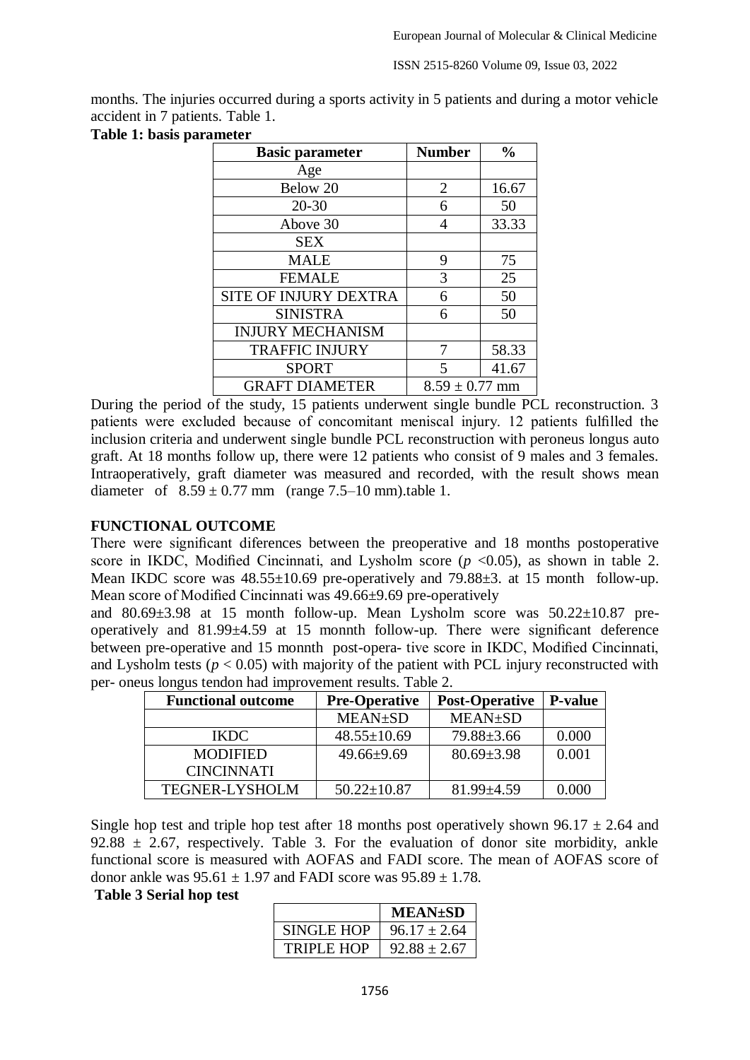months. The injuries occurred during a sports activity in 5 patients and during a motor vehicle accident in 7 patients. Table 1.

**Table 1: basis parameter**

| Basic parameter | Number | % |
|---|---|---|
| Age | | |
| Below 20 | 2 | 16.67 |
| 20-30 | 6 | 50 |
| Above 30 | 4 | 33.33 |
| SEX | | |
| MALE | 9 | 75 |
| FEMALE | 3 | 25 |
| SITE OF INJURY DEXTRA | 6 | 50 |
| SINISTRA | 6 | 50 |
| INJURY MECHANISM | | |
| TRAFFIC INJURY | 7 | 58.33 |
| SPORT | 5 | 41.67 |
| GRAFT DIAMETER | 8.59 ± 0.77 mm | |

During the period of the study, 15 patients underwent single bundle PCL reconstruction. 3 patients were excluded because of concomitant meniscal injury. 12 patients fulfilled the inclusion criteria and underwent single bundle PCL reconstruction with peroneus longus auto graft. At 18 months follow up, there were 12 patients who consist of 9 males and 3 females. Intraoperatively, graft diameter was measured and recorded, with the result shows mean diameter of 8.59 ± 0.77 mm (range 7.5–10 mm).table 1.

**FUNCTIONAL OUTCOME**

There were significant diferences between the preoperative and 18 months postoperative score in IKDC, Modified Cincinnati, and Lysholm score ($p$ <0.05), as shown in table 2. Mean IKDC score was 48.55±10.69 pre-operatively and 79.88±3. at 15 month follow-up. Mean score of Modified Cincinnati was 49.66±9.69 pre-operatively

and 80.69±3.98 at 15 month follow-up. Mean Lysholm score was 50.22±10.87 pre-operatively and 81.99±4.59 at 15 monnth follow-up. There were significant deference between pre-operative and 15 monnth post-opera- tive score in IKDC, Modified Cincinnati, and Lysholm tests ($p$ < 0.05) with majority of the patient with PCL injury reconstructed with per- oneus longus tendon had improvement results. Table 2.

| Functional outcome | Pre-Operative | Post-Operative | P-value |
|---|---|---|---|
| | MEAN±SD | MEAN±SD | |
| IKDC | 48.55±10.69 | 79.88±3.66 | 0.000 |
| MODIFIED CINCINNATI | 49.66±9.69 | 80.69±3.98 | 0.001 |
| TEGNER-LYSHOLM | 50.22±10.87 | 81.99±4.59 | 0.000 |

Single hop test and triple hop test after 18 months post operatively shown 96.17 ± 2.64 and 92.88 ± 2.67, respectively. Table 3. For the evaluation of donor site morbidity, ankle functional score is measured with AOFAS and FADI score. The mean of AOFAS score of donor ankle was 95.61 ± 1.97 and FADI score was 95.89 ± 1.78.

**Table 3 Serial hop test**

| | MEAN±SD |
|---|---|
| SINGLE HOP | 96.17 ± 2.64 |
| TRIPLE HOP | 92.88 ± 2.67 |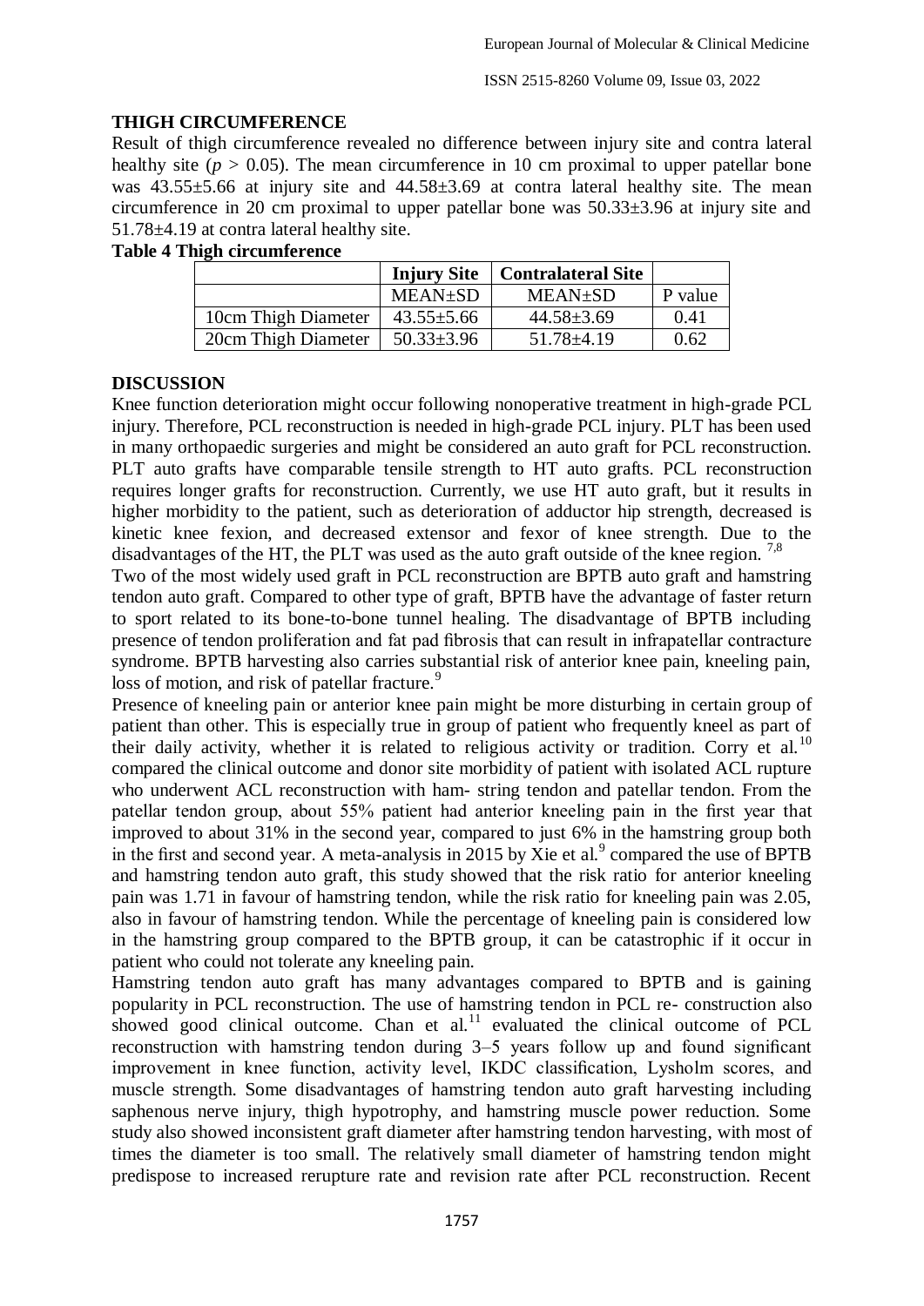## THIGH CIRCUMFERENCE

Result of thigh circumference revealed no difference between injury site and contra lateral healthy site ($p > 0.05$). The mean circumference in 10 cm proximal to upper patellar bone was 43.55±5.66 at injury site and 44.58±3.69 at contra lateral healthy site. The mean circumference in 20 cm proximal to upper patellar bone was 50.33±3.96 at injury site and 51.78±4.19 at contra lateral healthy site.

**Table 4 Thigh circumference**

| | Injury Site | Contralateral Site | |
|---|---|---|---|
| | MEAN±SD | MEAN±SD | P value |
| 10cm Thigh Diameter | 43.55±5.66 | 44.58±3.69 | 0.41 |
| 20cm Thigh Diameter | 50.33±3.96 | 51.78±4.19 | 0.62 |

## DISCUSSION

Knee function deterioration might occur following nonoperative treatment in high-grade PCL injury. Therefore, PCL reconstruction is needed in high-grade PCL injury. PLT has been used in many orthopaedic surgeries and might be considered an auto graft for PCL reconstruction. PLT auto grafts have comparable tensile strength to HT auto grafts. PCL reconstruction requires longer grafts for reconstruction. Currently, we use HT auto graft, but it results in higher morbidity to the patient, such as deterioration of adductor hip strength, decreased is kinetic knee fexion, and decreased extensor and fexor of knee strength. Due to the disadvantages of the HT, the PLT was used as the auto graft outside of the knee region. [7,8]

Two of the most widely used graft in PCL reconstruction are BPTB auto graft and hamstring tendon auto graft. Compared to other type of graft, BPTB have the advantage of faster return to sport related to its bone-to-bone tunnel healing. The disadvantage of BPTB including presence of tendon proliferation and fat pad fibrosis that can result in infrapatellar contracture syndrome. BPTB harvesting also carries substantial risk of anterior knee pain, kneeling pain, loss of motion, and risk of patellar fracture.[9]

Presence of kneeling pain or anterior knee pain might be more disturbing in certain group of patient than other. This is especially true in group of patient who frequently kneel as part of their daily activity, whether it is related to religious activity or tradition. Corry et al.[10] compared the clinical outcome and donor site morbidity of patient with isolated ACL rupture who underwent ACL reconstruction with ham- string tendon and patellar tendon. From the patellar tendon group, about 55% patient had anterior kneeling pain in the first year that improved to about 31% in the second year, compared to just 6% in the hamstring group both in the first and second year. A meta-analysis in 2015 by Xie et al.[9] compared the use of BPTB and hamstring tendon auto graft, this study showed that the risk ratio for anterior kneeling pain was 1.71 in favour of hamstring tendon, while the risk ratio for kneeling pain was 2.05, also in favour of hamstring tendon. While the percentage of kneeling pain is considered low in the hamstring group compared to the BPTB group, it can be catastrophic if it occur in patient who could not tolerate any kneeling pain.

Hamstring tendon auto graft has many advantages compared to BPTB and is gaining popularity in PCL reconstruction. The use of hamstring tendon in PCL re- construction also showed good clinical outcome. Chan et al.[11] evaluated the clinical outcome of PCL reconstruction with hamstring tendon during 3–5 years follow up and found significant improvement in knee function, activity level, IKDC classification, Lysholm scores, and muscle strength. Some disadvantages of hamstring tendon auto graft harvesting including saphenous nerve injury, thigh hypotrophy, and hamstring muscle power reduction. Some study also showed inconsistent graft diameter after hamstring tendon harvesting, with most of times the diameter is too small. The relatively small diameter of hamstring tendon might predispose to increased rerupture rate and revision rate after PCL reconstruction. Recent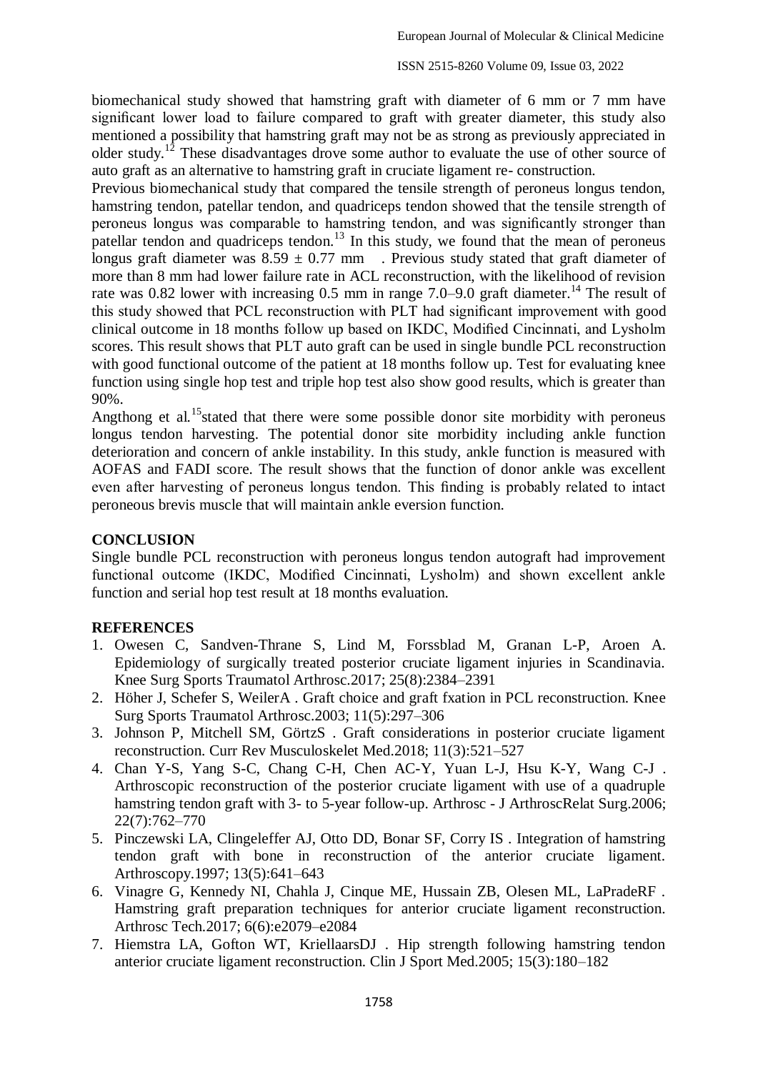biomechanical study showed that hamstring graft with diameter of 6 mm or 7 mm have significant lower load to failure compared to graft with greater diameter, this study also mentioned a possibility that hamstring graft may not be as strong as previously appreciated in older study.[12] These disadvantages drove some author to evaluate the use of other source of auto graft as an alternative to hamstring graft in cruciate ligament re- construction.

Previous biomechanical study that compared the tensile strength of peroneus longus tendon, hamstring tendon, patellar tendon, and quadriceps tendon showed that the tensile strength of peroneus longus was comparable to hamstring tendon, and was significantly stronger than patellar tendon and quadriceps tendon.[13] In this study, we found that the mean of peroneus longus graft diameter was $8.59 \pm 0.77$ mm . Previous study stated that graft diameter of more than 8 mm had lower failure rate in ACL reconstruction, with the likelihood of revision rate was 0.82 lower with increasing 0.5 mm in range 7.0–9.0 graft diameter.[14] The result of this study showed that PCL reconstruction with PLT had significant improvement with good clinical outcome in 18 months follow up based on IKDC, Modified Cincinnati, and Lysholm scores. This result shows that PLT auto graft can be used in single bundle PCL reconstruction with good functional outcome of the patient at 18 months follow up. Test for evaluating knee function using single hop test and triple hop test also show good results, which is greater than 90%.

Angthong et al.[15]stated that there were some possible donor site morbidity with peroneus longus tendon harvesting. The potential donor site morbidity including ankle function deterioration and concern of ankle instability. In this study, ankle function is measured with AOFAS and FADI score. The result shows that the function of donor ankle was excellent even after harvesting of peroneus longus tendon. This finding is probably related to intact peroneous brevis muscle that will maintain ankle eversion function.

## CONCLUSION

Single bundle PCL reconstruction with peroneus longus tendon autograft had improvement functional outcome (IKDC, Modified Cincinnati, Lysholm) and shown excellent ankle function and serial hop test result at 18 months evaluation.

## REFERENCES

1. Owesen C, Sandven-Thrane S, Lind M, Forssblad M, Granan L-P, Aroen A. Epidemiology of surgically treated posterior cruciate ligament injuries in Scandinavia. Knee Surg Sports Traumatol Arthrosc.2017; 25(8):2384–2391
2. Höher J, Schefer S, WeilerA . Graft choice and graft fxation in PCL reconstruction. Knee Surg Sports Traumatol Arthrosc.2003; 11(5):297–306
3. Johnson P, Mitchell SM, GörtzS . Graft considerations in posterior cruciate ligament reconstruction. Curr Rev Musculoskelet Med.2018; 11(3):521–527
4. Chan Y-S, Yang S-C, Chang C-H, Chen AC-Y, Yuan L-J, Hsu K-Y, Wang C-J . Arthroscopic reconstruction of the posterior cruciate ligament with use of a quadruple hamstring tendon graft with 3- to 5-year follow-up. Arthrosc - J ArthroscRelat Surg.2006; 22(7):762–770
5. Pinczewski LA, Clingeleffer AJ, Otto DD, Bonar SF, Corry IS . Integration of hamstring tendon graft with bone in reconstruction of the anterior cruciate ligament. Arthroscopy.1997; 13(5):641–643
6. Vinagre G, Kennedy NI, Chahla J, Cinque ME, Hussain ZB, Olesen ML, LaPradeRF . Hamstring graft preparation techniques for anterior cruciate ligament reconstruction. Arthrosc Tech.2017; 6(6):e2079–e2084
7. Hiemstra LA, Gofton WT, KriellaarsDJ . Hip strength following hamstring tendon anterior cruciate ligament reconstruction. Clin J Sport Med.2005; 15(3):180–182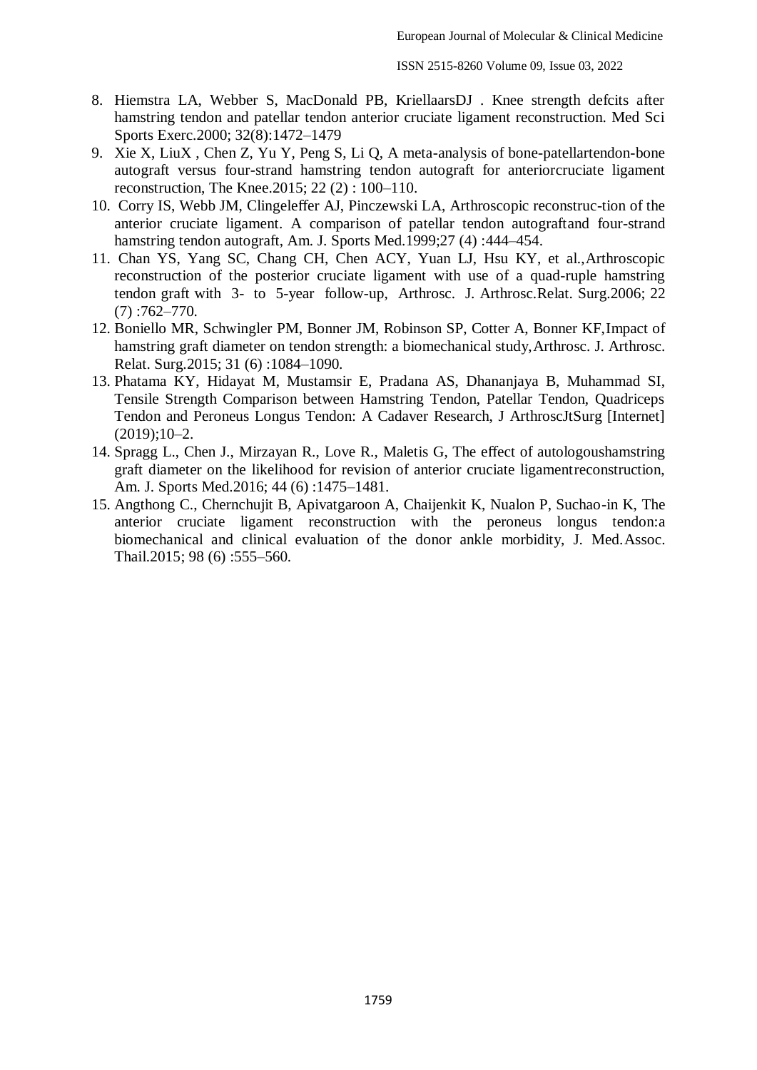8. Hiemstra LA, Webber S, MacDonald PB, KriellaarsDJ . Knee strength defcits after hamstring tendon and patellar tendon anterior cruciate ligament reconstruction. Med Sci Sports Exerc.2000; 32(8):1472–1479
9. Xie X, LiuX , Chen Z, Yu Y, Peng S, Li Q, A meta-analysis of bone-patellartendon-bone autograft versus four-strand hamstring tendon autograft for anteriorcruciate ligament reconstruction, The Knee.2015; 22 (2) : 100–110.
10. Corry IS, Webb JM, Clingeleffer AJ, Pinczewski LA, Arthroscopic reconstruc-tion of the anterior cruciate ligament. A comparison of patellar tendon autograftand four-strand hamstring tendon autograft, Am. J. Sports Med.1999;27 (4) :444–454.
11. Chan YS, Yang SC, Chang CH, Chen ACY, Yuan LJ, Hsu KY, et al.,Arthroscopic reconstruction of the posterior cruciate ligament with use of a quad-ruple hamstring tendon graft with 3- to 5-year follow-up, Arthrosc. J. Arthrosc.Relat. Surg.2006; 22 (7) :762–770.
12. Boniello MR, Schwingler PM, Bonner JM, Robinson SP, Cotter A, Bonner KF,Impact of hamstring graft diameter on tendon strength: a biomechanical study,Arthrosc. J. Arthrosc. Relat. Surg.2015; 31 (6) :1084–1090.
13. Phatama KY, Hidayat M, Mustamsir E, Pradana AS, Dhananjaya B, Muhammad SI, Tensile Strength Comparison between Hamstring Tendon, Patellar Tendon, Quadriceps Tendon and Peroneus Longus Tendon: A Cadaver Research, J ArthroscJtSurg [Internet] (2019);10–2.
14. Spragg L., Chen J., Mirzayan R., Love R., Maletis G, The effect of autologoushamstring graft diameter on the likelihood for revision of anterior cruciate ligamentreconstruction, Am. J. Sports Med.2016; 44 (6) :1475–1481.
15. Angthong C., Chernchujit B, Apivatgaroon A, Chaijenkit K, Nualon P, Suchao-in K, The anterior cruciate ligament reconstruction with the peroneus longus tendon:a biomechanical and clinical evaluation of the donor ankle morbidity, J. Med.Assoc. Thail.2015; 98 (6) :555–560.